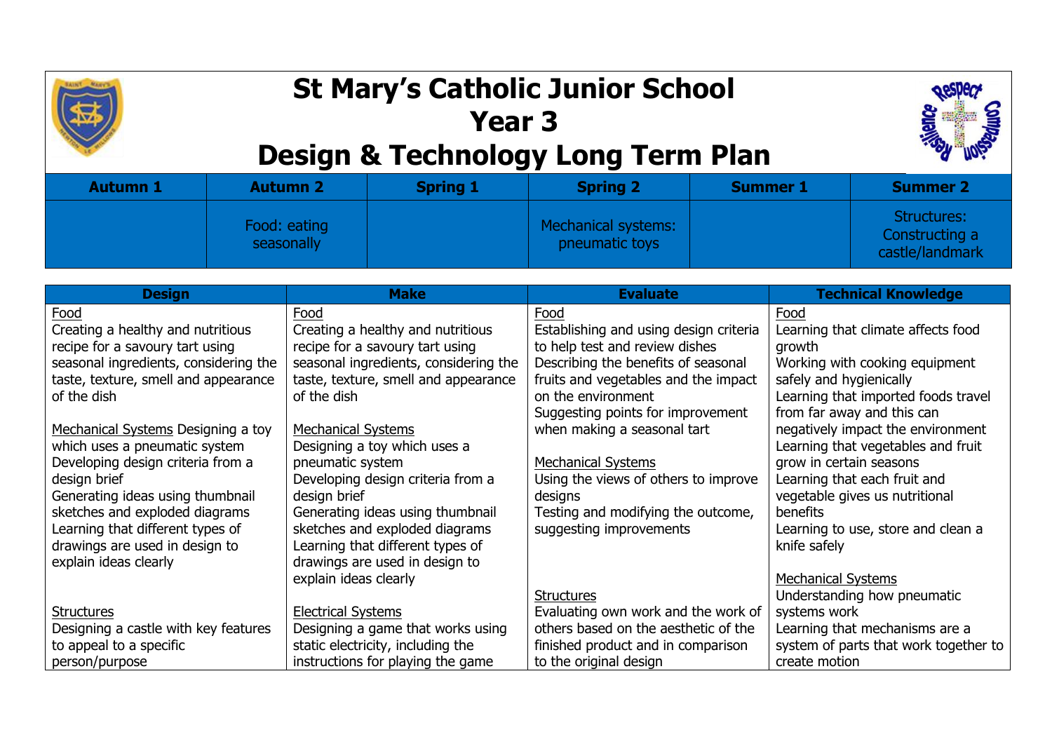# St Mary's Catholic Junior School
## Year 3
## Design & Technology Long Term Plan

| Autumn 1 | Autumn 2 | Spring 1 | Spring 2 | Summer 1 | Summer 2 |
|---|---|---|---|---|---|
| | Food: eating seasonally | | Mechanical systems: pneumatic toys | | Structures: Constructing a castle/landmark |

| Design | Make | Evaluate | Technical Knowledge |
|---|---|---|---|
| <u>Food</u><br>Creating a healthy and nutritious recipe for a savoury tart using seasonal ingredients, considering the taste, texture, smell and appearance of the dish<br><br><u>Mechanical Systems</u> Designing a toy which uses a pneumatic system<br>Developing design criteria from a design brief<br>Generating ideas using thumbnail sketches and exploded diagrams<br>Learning that different types of drawings are used in design to explain ideas clearly<br><br><u>Structures</u><br>Designing a castle with key features to appeal to a specific person/purpose | <u>Food</u><br>Creating a healthy and nutritious recipe for a savoury tart using seasonal ingredients, considering the taste, texture, smell and appearance of the dish<br><br><u>Mechanical Systems</u><br>Designing a toy which uses a pneumatic system<br>Developing design criteria from a design brief<br>Generating ideas using thumbnail sketches and exploded diagrams<br>Learning that different types of drawings are used in design to explain ideas clearly<br><br><u>Electrical Systems</u><br>Designing a game that works using static electricity, including the instructions for playing the game | <u>Food</u><br>Establishing and using design criteria to help test and review dishes<br>Describing the benefits of seasonal fruits and vegetables and the impact on the environment<br>Suggesting points for improvement when making a seasonal tart<br><br><u>Mechanical Systems</u><br>Using the views of others to improve designs<br>Testing and modifying the outcome, suggesting improvements<br><br><u>Structures</u><br>Evaluating own work and the work of others based on the aesthetic of the finished product and in comparison to the original design | <u>Food</u><br>Learning that climate affects food growth<br>Working with cooking equipment safely and hygienically<br>Learning that imported foods travel from far away and this can negatively impact the environment<br>Learning that vegetables and fruit grow in certain seasons<br>Learning that each fruit and vegetable gives us nutritional benefits<br>Learning to use, store and clean a knife safely<br><br><u>Mechanical Systems</u><br>Understanding how pneumatic systems work<br>Learning that mechanisms are a system of parts that work together to create motion |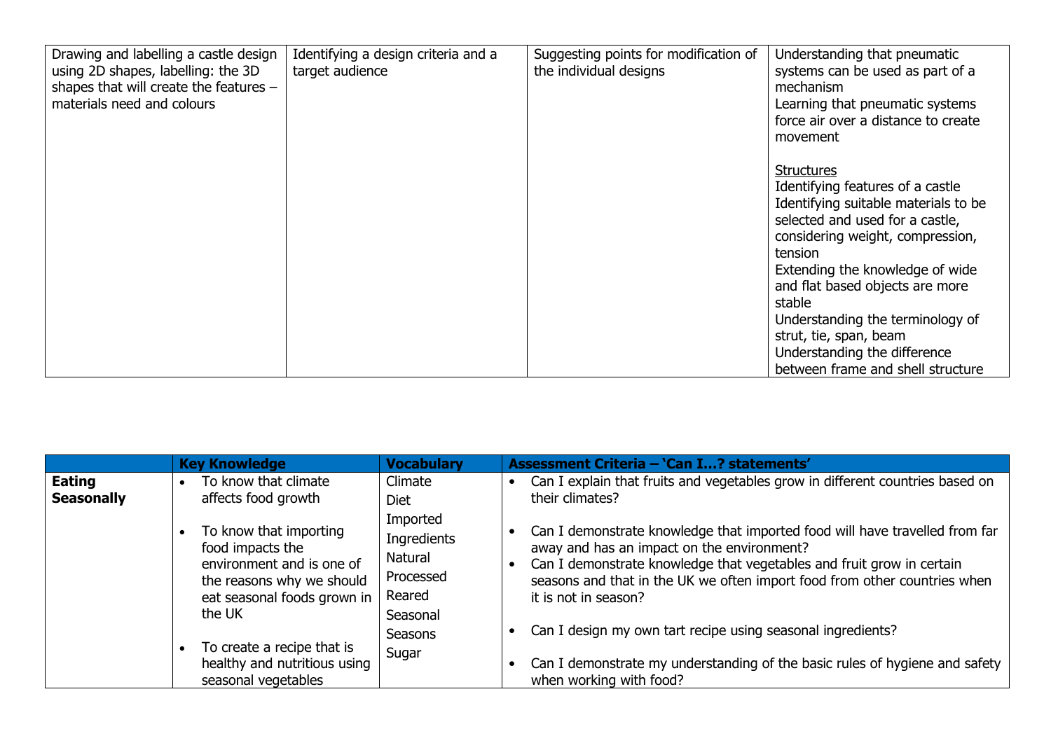| Drawing and labelling a castle design using 2D shapes, labelling: the 3D shapes that will create the features – materials need and colours | Identifying a design criteria and a target audience | Suggesting points for modification of the individual designs | Understanding that pneumatic systems can be used as part of a mechanism<br>Learning that pneumatic systems force air over a distance to create movement<br><br>Structures<br>Identifying features of a castle<br>Identifying suitable materials to be selected and used for a castle, considering weight, compression, tension<br>Extending the knowledge of wide and flat based objects are more stable<br>Understanding the terminology of strut, tie, span, beam<br>Understanding the difference between frame and shell structure |
|---|---|---|---|

| | **Key Knowledge** | **Vocabulary** | **Assessment Criteria – 'Can I…? statements'** |
|---|---|---|---|
| **Eating Seasonally** | • To know that climate affects food growth<br><br>• To know that importing food impacts the environment and is one of the reasons why we should eat seasonal foods grown in the UK<br><br>• To create a recipe that is healthy and nutritious using seasonal vegetables | Climate<br>Diet<br>Imported<br>Ingredients<br>Natural<br>Processed<br>Reared<br>Seasonal<br>Seasons<br>Sugar | • Can I explain that fruits and vegetables grow in different countries based on their climates?<br><br>• Can I demonstrate knowledge that imported food will have travelled from far away and has an impact on the environment?<br>• Can I demonstrate knowledge that vegetables and fruit grow in certain seasons and that in the UK we often import food from other countries when it is not in season?<br><br>• Can I design my own tart recipe using seasonal ingredients?<br><br>• Can I demonstrate my understanding of the basic rules of hygiene and safety when working with food? |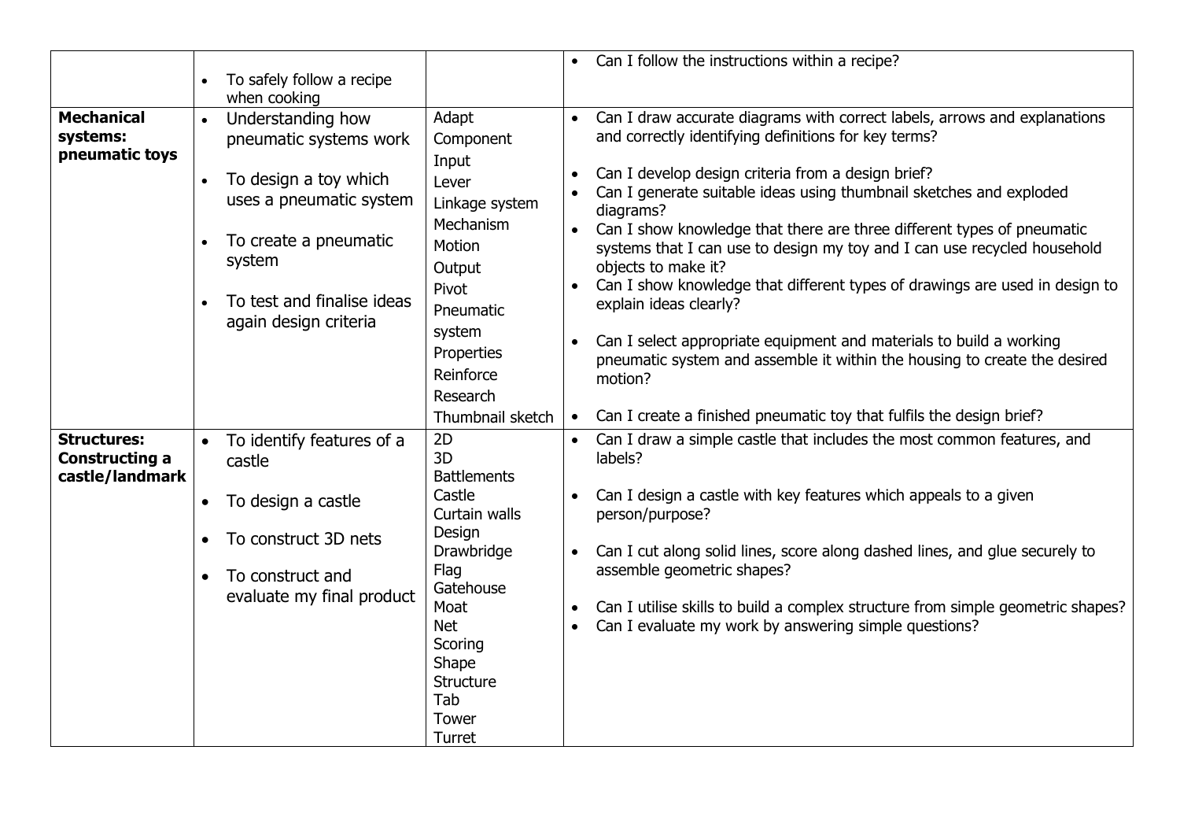| | | | |
|---|---|---|---|
| | • To safely follow a recipe when cooking | | • Can I follow the instructions within a recipe? |
| **Mechanical systems: pneumatic toys** | • Understanding how pneumatic systems work<br><br>• To design a toy which uses a pneumatic system<br><br>• To create a pneumatic system<br><br>• To test and finalise ideas again design criteria | Adapt<br>Component<br>Input<br>Lever<br>Linkage system<br>Mechanism<br>Motion<br>Output<br>Pivot<br>Pneumatic system<br>Properties<br>Reinforce<br>Research<br>Thumbnail sketch | • Can I draw accurate diagrams with correct labels, arrows and explanations and correctly identifying definitions for key terms?<br><br>• Can I develop design criteria from a design brief?<br>• Can I generate suitable ideas using thumbnail sketches and exploded diagrams?<br>• Can I show knowledge that there are three different types of pneumatic systems that I can use to design my toy and I can use recycled household objects to make it?<br>• Can I show knowledge that different types of drawings are used in design to explain ideas clearly?<br><br>• Can I select appropriate equipment and materials to build a working pneumatic system and assemble it within the housing to create the desired motion?<br><br>• Can I create a finished pneumatic toy that fulfils the design brief? |
| **Structures: Constructing a castle/landmark** | • To identify features of a castle<br><br>• To design a castle<br><br>• To construct 3D nets<br><br>• To construct and evaluate my final product | 2D<br>3D<br>Battlements<br>Castle<br>Curtain walls<br>Design<br>Drawbridge<br>Flag<br>Gatehouse<br>Moat<br>Net<br>Scoring<br>Shape<br>Structure<br>Tab<br>Tower<br>Turret | • Can I draw a simple castle that includes the most common features, and labels?<br><br>• Can I design a castle with key features which appeals to a given person/purpose?<br><br>• Can I cut along solid lines, score along dashed lines, and glue securely to assemble geometric shapes?<br><br>• Can I utilise skills to build a complex structure from simple geometric shapes?<br>• Can I evaluate my work by answering simple questions? |